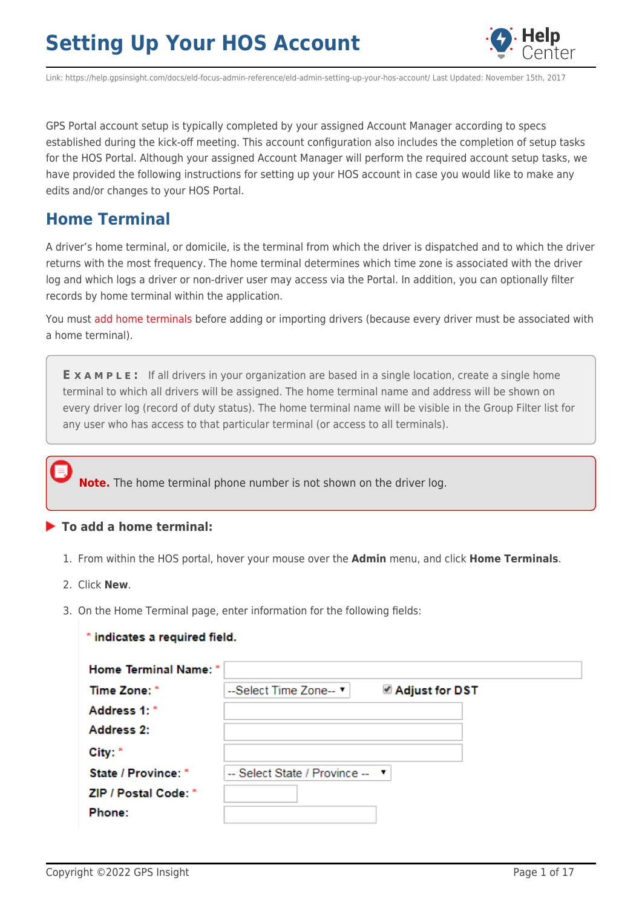# Setting Up Your HOS Account

Link: https://help.gpsinsight.com/docs/eld-focus-admin-reference/eld-admin-setting-up-your-hos-account/ Last Updated: November 15th, 2017

GPS Portal account setup is typically completed by your assigned Account Manager according to specs established during the kick-off meeting. This account configuration also includes the completion of setup tasks for the HOS Portal. Although your assigned Account Manager will perform the required account setup tasks, we have provided the following instructions for setting up your HOS account in case you would like to make any edits and/or changes to your HOS Portal.

## Home Terminal

A driver's home terminal, or domicile, is the terminal from which the driver is dispatched and to which the driver returns with the most frequency. The home terminal determines which time zone is associated with the driver log and which logs a driver or non-driver user may access via the Portal. In addition, you can optionally filter records by home terminal within the application.

You must add home terminals before adding or importing drivers (because every driver must be associated with a home terminal).

> **EXAMPLE:** If all drivers in your organization are based in a single location, create a single home terminal to which all drivers will be assigned. The home terminal name and address will be shown on every driver log (record of duty status). The home terminal name will be visible in the Group Filter list for any user who has access to that particular terminal (or access to all terminals).

> **Note.** The home terminal phone number is not shown on the driver log.

### To add a home terminal:

1. From within the HOS portal, hover your mouse over the **Admin** menu, and click **Home Terminals**.
2. Click **New**.
3. On the Home Terminal page, enter information for the following fields:

\* **indicates a required field.**

| Field | Value |
| --- | --- |
| **Home Terminal Name:** * | |
| **Time Zone:** * | --Select Time Zone-- ☑ **Adjust for DST** |
| **Address 1:** * | |
| **Address 2:** | |
| **City:** * | |
| **State / Province:** * | -- Select State / Province -- |
| **ZIP / Postal Code:** * | |
| **Phone:** | |

Copyright ©2022 GPS Insight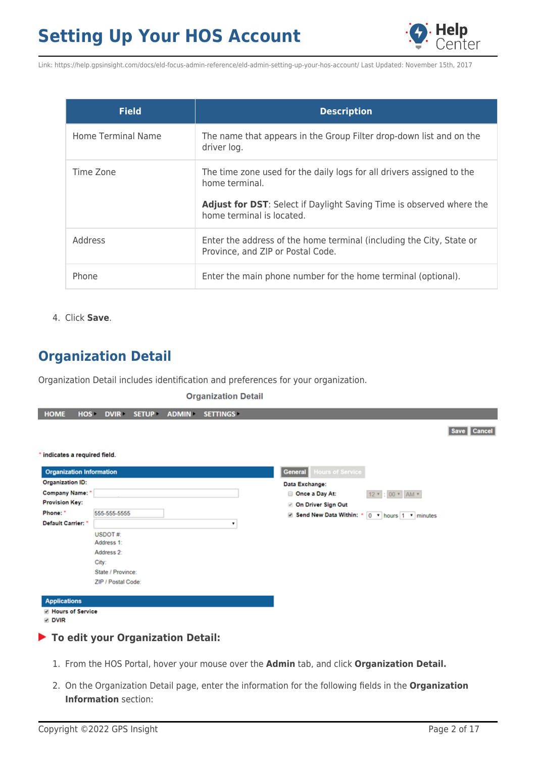| Field | Description |
| --- | --- |
| Home Terminal Name | The name that appears in the Group Filter drop-down list and on the driver log. |
| Time Zone | The time zone used for the daily logs for all drivers assigned to the home terminal.<br><br>**Adjust for DST**: Select if Daylight Saving Time is observed where the home terminal is located. |
| Address | Enter the address of the home terminal (including the City, State or Province, and ZIP or Postal Code. |
| Phone | Enter the main phone number for the home terminal (optional). |

4. Click **Save**.

## Organization Detail

Organization Detail includes identification and preferences for your organization.

**Organization Detail**

HOME HOS DVIR SETUP ADMIN SETTINGS

Save Cancel

\* indicates a required field.

**Organization Information**

Organization ID:
Company Name: *
Provision Key:
Phone: * 555-555-5555
Default Carrier: *
USDOT #:
Address 1:
Address 2:
City:
State / Province:
ZIP / Postal Code:

**Applications**

Hours of Service
DVIR

General | Hours of Service

Data Exchange:
Once a Day At: 12 : 00 AM
On Driver Sign Out
Send New Data Within: * 0 hours 1 minutes

### To edit your Organization Detail:

1. From the HOS Portal, hover your mouse over the **Admin** tab, and click **Organization Detail.**
2. On the Organization Detail page, enter the information for the following fields in the **Organization Information** section: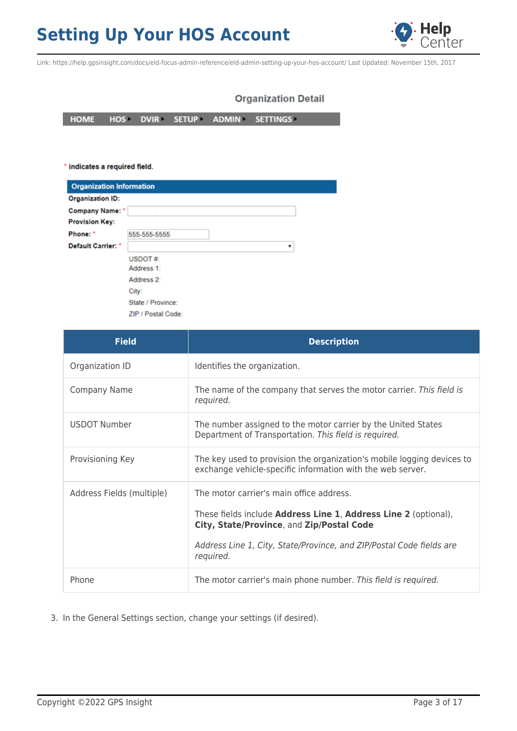Organization Detail

HOME HOS DVIR SETUP ADMIN SETTINGS

* indicates a required field.

**Organization Information**

Organization ID:
Company Name: *
Provision Key:
Phone: * 555-555-5555
Default Carrier: *
USDOT #:
Address 1:
Address 2:
City:
State / Province:
ZIP / Postal Code:

| Field | Description |
| --- | --- |
| Organization ID | Identifies the organization. |
| Company Name | The name of the company that serves the motor carrier. *This field is required.* |
| USDOT Number | The number assigned to the motor carrier by the United States Department of Transportation. *This field is required.* |
| Provisioning Key | The key used to provision the organization's mobile logging devices to exchange vehicle-specific information with the web server. |
| Address Fields (multiple) | The motor carrier's main office address.<br><br>These fields include **Address Line 1**, **Address Line 2** (optional), **City, State/Province**, and **Zip/Postal Code**<br><br>*Address Line 1, City, State/Province, and ZIP/Postal Code fields are required.* |
| Phone | The motor carrier's main phone number. *This field is required.* |

3. In the General Settings section, change your settings (if desired).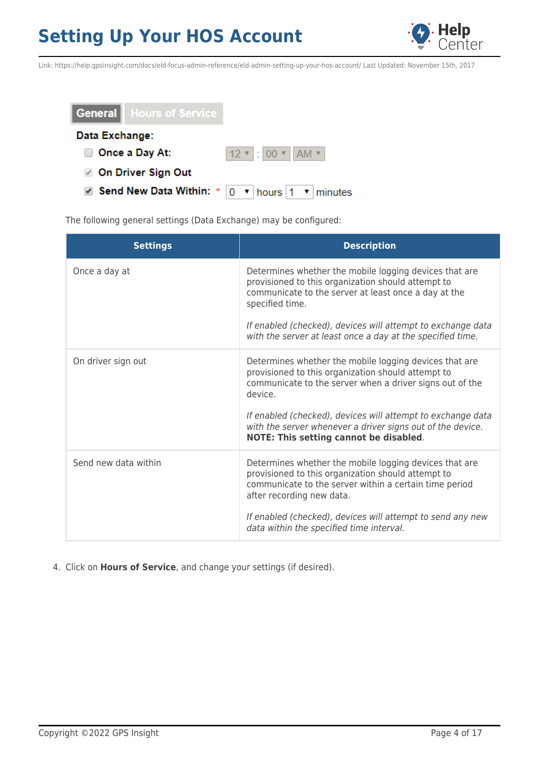The following general settings (Data Exchange) may be configured:

| Settings | Description |
| --- | --- |
| Once a day at | Determines whether the mobile logging devices that are provisioned to this organization should attempt to communicate to the server at least once a day at the specified time.<br><br>*If enabled (checked), devices will attempt to exchange data with the server at least once a day at the specified time.* |
| On driver sign out | Determines whether the mobile logging devices that are provisioned to this organization should attempt to communicate to the server when a driver signs out of the device.<br><br>*If enabled (checked), devices will attempt to exchange data with the server whenever a driver signs out of the device.* **NOTE: This setting cannot be disabled**. |
| Send new data within | Determines whether the mobile logging devices that are provisioned to this organization should attempt to communicate to the server within a certain time period after recording new data.<br><br>*If enabled (checked), devices will attempt to send any new data within the specified time interval.* |

4. Click on **Hours of Service**, and change your settings (if desired).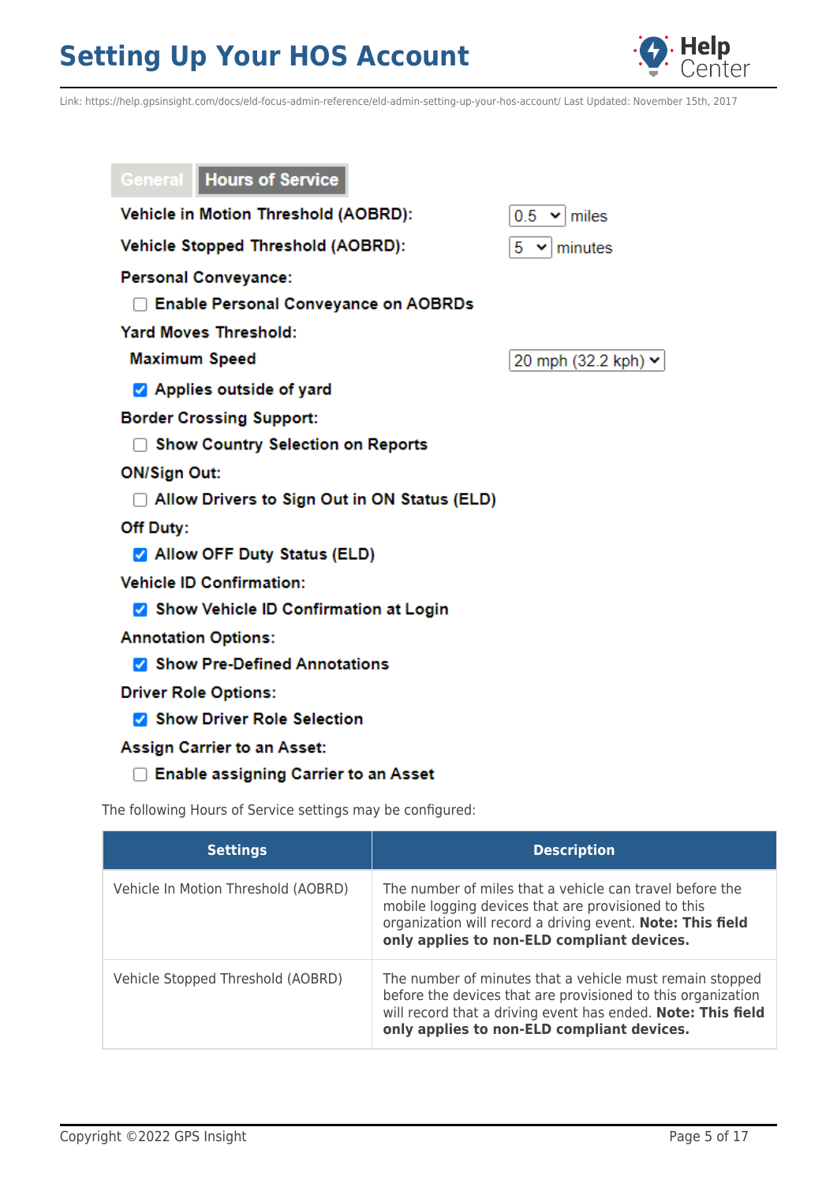General | Hours of Service

**Vehicle in Motion Threshold (AOBRD):** 0.5 miles

**Vehicle Stopped Threshold (AOBRD):** 5 minutes

**Personal Conveyance:**

- [ ] Enable Personal Conveyance on AOBRDs

**Yard Moves Threshold:**

**Maximum Speed** 20 mph (32.2 kph)

- [x] Applies outside of yard

**Border Crossing Support:**

- [ ] Show Country Selection on Reports

**ON/Sign Out:**

- [ ] Allow Drivers to Sign Out in ON Status (ELD)

**Off Duty:**

- [x] Allow OFF Duty Status (ELD)

**Vehicle ID Confirmation:**

- [x] Show Vehicle ID Confirmation at Login

**Annotation Options:**

- [x] Show Pre-Defined Annotations

**Driver Role Options:**

- [x] Show Driver Role Selection

**Assign Carrier to an Asset:**

- [ ] Enable assigning Carrier to an Asset

The following Hours of Service settings may be configured:

| Settings | Description |
| --- | --- |
| Vehicle In Motion Threshold (AOBRD) | The number of miles that a vehicle can travel before the mobile logging devices that are provisioned to this organization will record a driving event. **Note: This field only applies to non-ELD compliant devices.** |
| Vehicle Stopped Threshold (AOBRD) | The number of minutes that a vehicle must remain stopped before the devices that are provisioned to this organization will record that a driving event has ended. **Note: This field only applies to non-ELD compliant devices.** |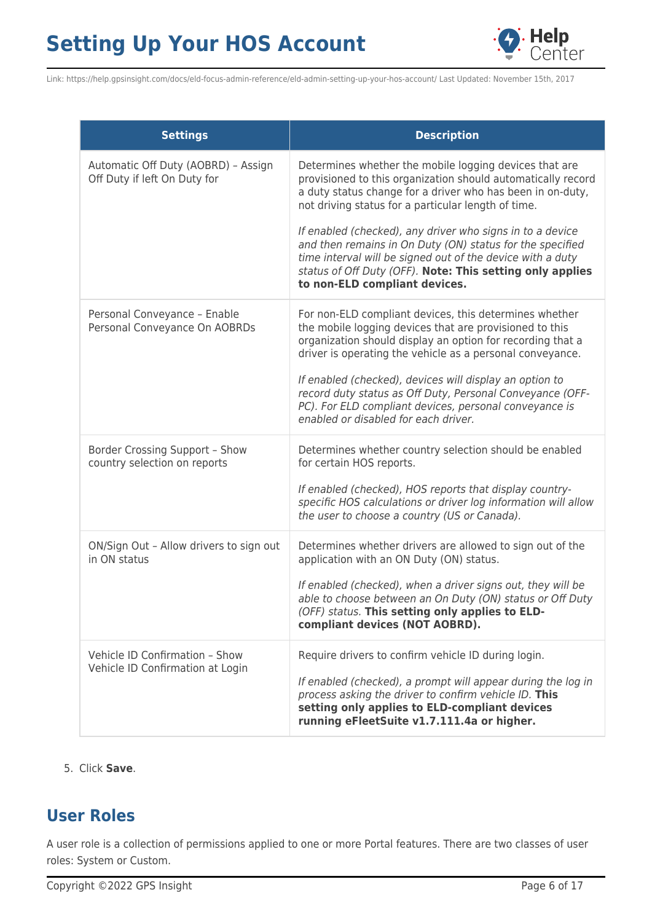| Settings | Description |
|---|---|
| Automatic Off Duty (AOBRD) – Assign Off Duty if left On Duty for | Determines whether the mobile logging devices that are provisioned to this organization should automatically record a duty status change for a driver who has been in on-duty, not driving status for a particular length of time.<br><br>*If enabled (checked), any driver who signs in to a device and then remains in On Duty (ON) status for the specified time interval will be signed out of the device with a duty status of Off Duty (OFF).* **Note: This setting only applies to non-ELD compliant devices.** |
| Personal Conveyance – Enable Personal Conveyance On AOBRDs | For non-ELD compliant devices, this determines whether the mobile logging devices that are provisioned to this organization should display an option for recording that a driver is operating the vehicle as a personal conveyance.<br><br>*If enabled (checked), devices will display an option to record duty status as Off Duty, Personal Conveyance (OFF-PC). For ELD compliant devices, personal conveyance is enabled or disabled for each driver.* |
| Border Crossing Support – Show country selection on reports | Determines whether country selection should be enabled for certain HOS reports.<br><br>*If enabled (checked), HOS reports that display country-specific HOS calculations or driver log information will allow the user to choose a country (US or Canada).* |
| ON/Sign Out – Allow drivers to sign out in ON status | Determines whether drivers are allowed to sign out of the application with an ON Duty (ON) status.<br><br>*If enabled (checked), when a driver signs out, they will be able to choose between an On Duty (ON) status or Off Duty (OFF) status.* **This setting only applies to ELD-compliant devices (NOT AOBRD).** |
| Vehicle ID Confirmation – Show Vehicle ID Confirmation at Login | Require drivers to confirm vehicle ID during login.<br><br>*If enabled (checked), a prompt will appear during the log in process asking the driver to confirm vehicle ID.* **This setting only applies to ELD-compliant devices running eFleetSuite v1.7.111.4a or higher.** |

5. Click **Save**.

## User Roles

A user role is a collection of permissions applied to one or more Portal features. There are two classes of user roles: System or Custom.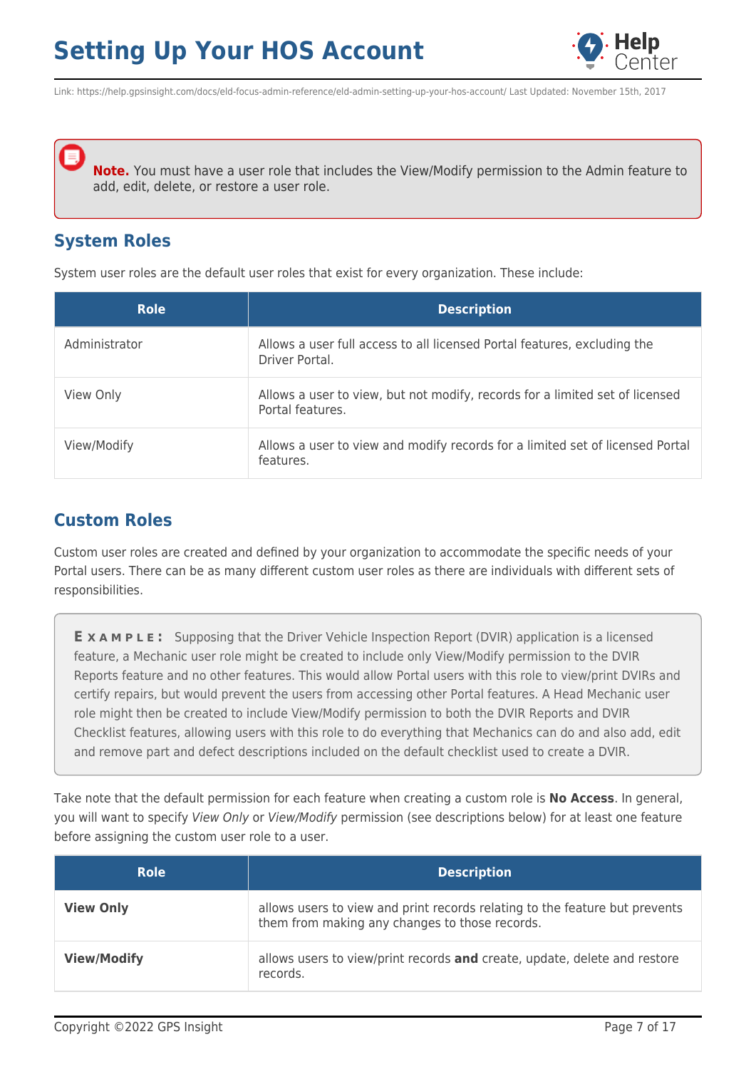**Note.** You must have a user role that includes the View/Modify permission to the Admin feature to add, edit, delete, or restore a user role.

## System Roles

System user roles are the default user roles that exist for every organization. These include:

| Role | Description |
| --- | --- |
| Administrator | Allows a user full access to all licensed Portal features, excluding the Driver Portal. |
| View Only | Allows a user to view, but not modify, records for a limited set of licensed Portal features. |
| View/Modify | Allows a user to view and modify records for a limited set of licensed Portal features. |

## Custom Roles

Custom user roles are created and defined by your organization to accommodate the specific needs of your Portal users. There can be as many different custom user roles as there are individuals with different sets of responsibilities.

> **EXAMPLE:** Supposing that the Driver Vehicle Inspection Report (DVIR) application is a licensed feature, a Mechanic user role might be created to include only View/Modify permission to the DVIR Reports feature and no other features. This would allow Portal users with this role to view/print DVIRs and certify repairs, but would prevent the users from accessing other Portal features. A Head Mechanic user role might then be created to include View/Modify permission to both the DVIR Reports and DVIR Checklist features, allowing users with this role to do everything that Mechanics can do and also add, edit and remove part and defect descriptions included on the default checklist used to create a DVIR.

Take note that the default permission for each feature when creating a custom role is **No Access**. In general, you will want to specify *View Only* or *View/Modify* permission (see descriptions below) for at least one feature before assigning the custom user role to a user.

| Role | Description |
| --- | --- |
| **View Only** | allows users to view and print records relating to the feature but prevents them from making any changes to those records. |
| **View/Modify** | allows users to view/print records **and** create, update, delete and restore records. |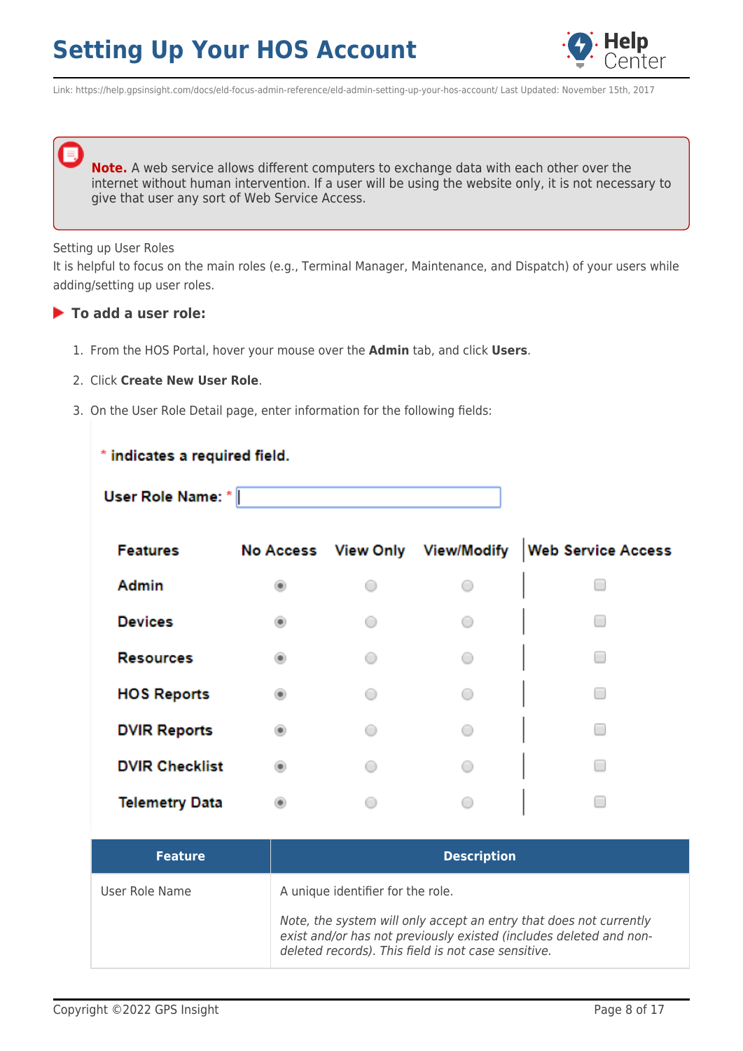> **Note.** A web service allows different computers to exchange data with each other over the internet without human intervention. If a user will be using the website only, it is not necessary to give that user any sort of Web Service Access.

Setting up User Roles

It is helpful to focus on the main roles (e.g., Terminal Manager, Maintenance, and Dispatch) of your users while adding/setting up user roles.

### To add a user role:

1. From the HOS Portal, hover your mouse over the **Admin** tab, and click **Users**.
2. Click **Create New User Role**.
3. On the User Role Detail page, enter information for the following fields:

\* indicates a required field.

User Role Name: *

| Features | No Access | View Only | View/Modify | Web Service Access |
|---|---|---|---|---|
| Admin | ◉ | ○ | ○ | ☐ |
| Devices | ◉ | ○ | ○ | ☐ |
| Resources | ◉ | ○ | ○ | ☐ |
| HOS Reports | ◉ | ○ | ○ | ☐ |
| DVIR Reports | ◉ | ○ | ○ | ☐ |
| DVIR Checklist | ◉ | ○ | ○ | ☐ |
| Telemetry Data | ◉ | ○ | ○ | ☐ |

| Feature | Description |
|---|---|
| User Role Name | A unique identifier for the role.<br><br>*Note, the system will only accept an entry that does not currently exist and/or has not previously existed (includes deleted and non-deleted records). This field is not case sensitive.* |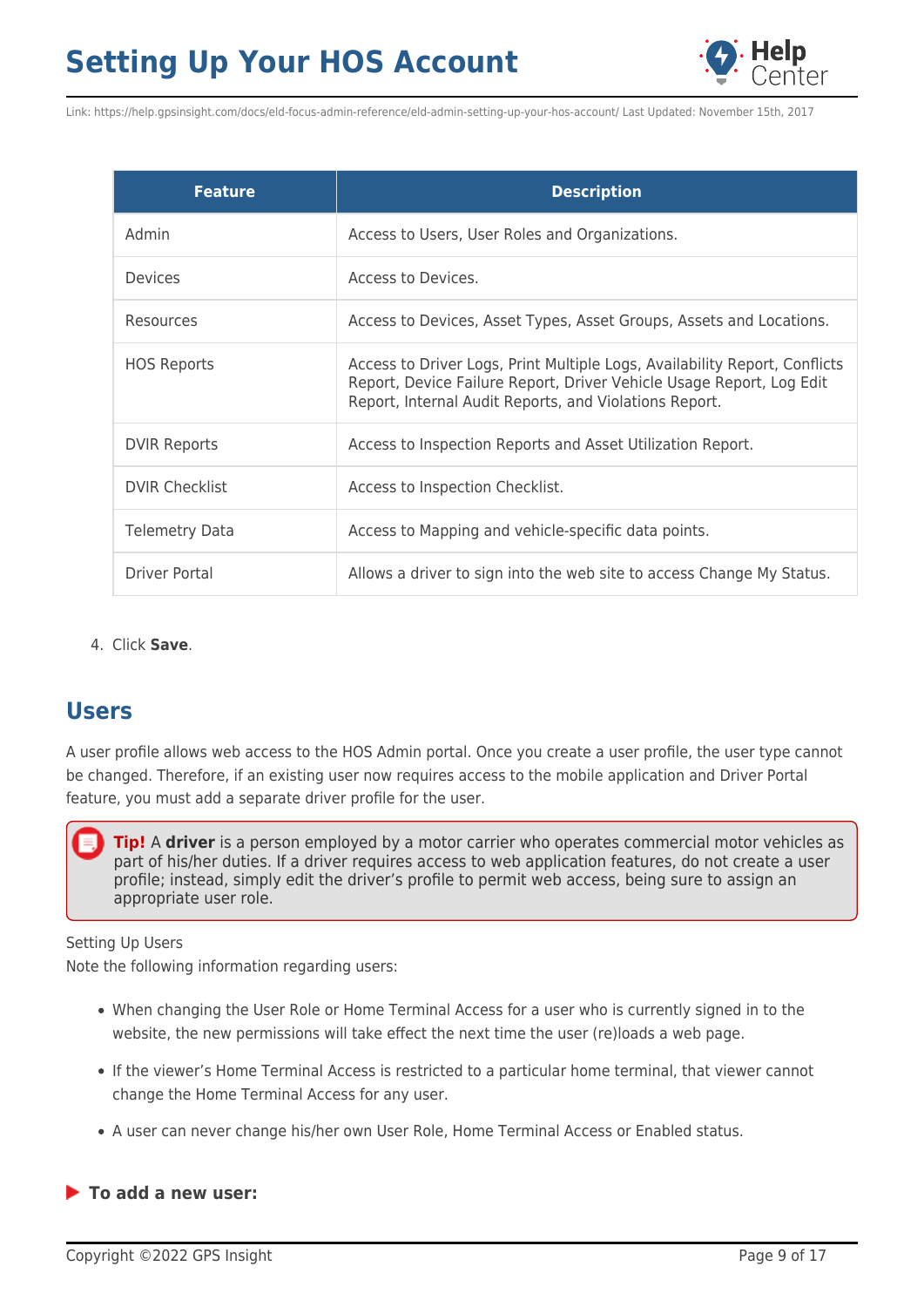| Feature | Description |
| --- | --- |
| Admin | Access to Users, User Roles and Organizations. |
| Devices | Access to Devices. |
| Resources | Access to Devices, Asset Types, Asset Groups, Assets and Locations. |
| HOS Reports | Access to Driver Logs, Print Multiple Logs, Availability Report, Conflicts Report, Device Failure Report, Driver Vehicle Usage Report, Log Edit Report, Internal Audit Reports, and Violations Report. |
| DVIR Reports | Access to Inspection Reports and Asset Utilization Report. |
| DVIR Checklist | Access to Inspection Checklist. |
| Telemetry Data | Access to Mapping and vehicle-specific data points. |
| Driver Portal | Allows a driver to sign into the web site to access Change My Status. |

4. Click **Save**.

## Users

A user profile allows web access to the HOS Admin portal. Once you create a user profile, the user type cannot be changed. Therefore, if an existing user now requires access to the mobile application and Driver Portal feature, you must add a separate driver profile for the user.

> **Tip!** A **driver** is a person employed by a motor carrier who operates commercial motor vehicles as part of his/her duties. If a driver requires access to web application features, do not create a user profile; instead, simply edit the driver's profile to permit web access, being sure to assign an appropriate user role.

Setting Up Users
Note the following information regarding users:

- When changing the User Role or Home Terminal Access for a user who is currently signed in to the website, the new permissions will take effect the next time the user (re)loads a web page.
- If the viewer's Home Terminal Access is restricted to a particular home terminal, that viewer cannot change the Home Terminal Access for any user.
- A user can never change his/her own User Role, Home Terminal Access or Enabled status.

**To add a new user:**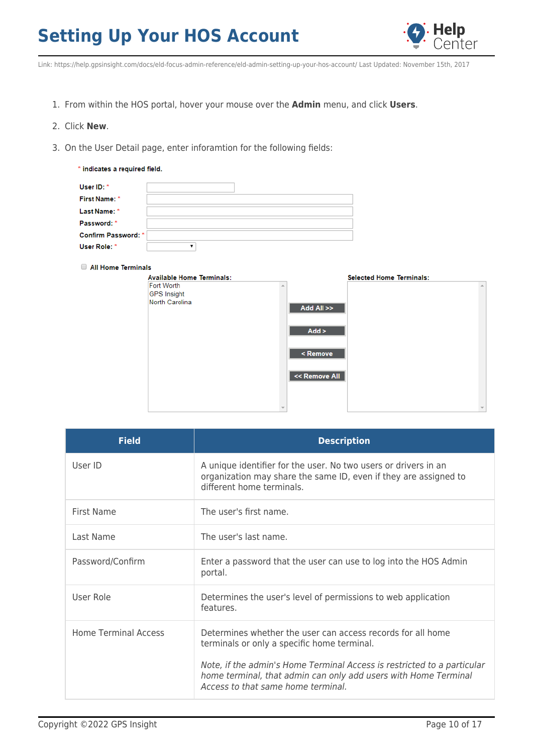1. From within the HOS portal, hover your mouse over the **Admin** menu, and click **Users**.
2. Click **New**.
3. On the User Detail page, enter inforamtion for the following fields:

* indicates a required field.

User ID: *
First Name: *
Last Name: *
Password: *
Confirm Password: *
User Role: *

All Home Terminals

Available Home Terminals:
Fort Worth
GPS Insight
North Carolina

Add All >>
Add >
< Remove
<< Remove All

Selected Home Terminals:

| Field | Description |
| --- | --- |
| User ID | A unique identifier for the user. No two users or drivers in an organization may share the same ID, even if they are assigned to different home terminals. |
| First Name | The user's first name. |
| Last Name | The user's last name. |
| Password/Confirm | Enter a password that the user can use to log into the HOS Admin portal. |
| User Role | Determines the user's level of permissions to web application features. |
| Home Terminal Access | Determines whether the user can access records for all home terminals or only a specific home terminal.<br><br>*Note, if the admin's Home Terminal Access is restricted to a particular home terminal, that admin can only add users with Home Terminal Access to that same home terminal.* |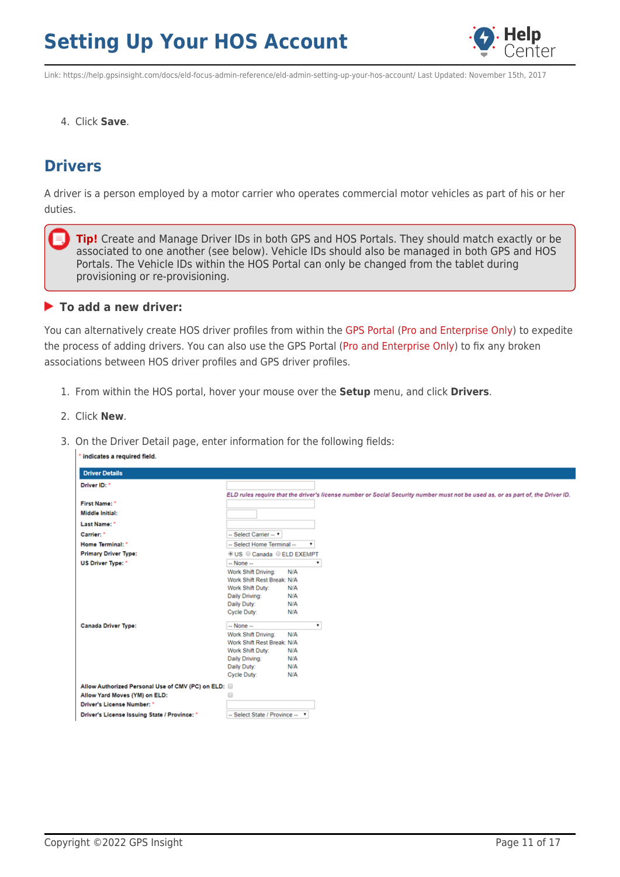4. Click **Save**.

## Drivers

A driver is a person employed by a motor carrier who operates commercial motor vehicles as part of his or her duties.

> **Tip!** Create and Manage Driver IDs in both GPS and HOS Portals. They should match exactly or be associated to one another (see below). Vehicle IDs should also be managed in both GPS and HOS Portals. The Vehicle IDs within the HOS Portal can only be changed from the tablet during provisioning or re-provisioning.

### To add a new driver:

You can alternatively create HOS driver profiles from within the GPS Portal (Pro and Enterprise Only) to expedite the process of adding drivers. You can also use the GPS Portal (Pro and Enterprise Only) to fix any broken associations between HOS driver profiles and GPS driver profiles.

1. From within the HOS portal, hover your mouse over the **Setup** menu, and click **Drivers**.
2. Click **New**.
3. On the Driver Detail page, enter information for the following fields:

* indicates a required field.

| Driver Details | |
|---|---|
| Driver ID: * | *ELD rules require that the driver's license number or Social Security number must not be used as, or as part of, the Driver ID.* |
| First Name: * | |
| Middle Initial: | |
| Last Name: * | |
| Carrier: * | -- Select Carrier -- |
| Home Terminal: * | -- Select Home Terminal -- |
| Primary Driver Type: | US / Canada / ELD EXEMPT |
| US Driver Type: * | -- None --<br>Work Shift Driving: N/A<br>Work Shift Rest Break: N/A<br>Work Shift Duty: N/A<br>Daily Driving: N/A<br>Daily Duty: N/A<br>Cycle Duty: N/A |
| Canada Driver Type: | -- None --<br>Work Shift Driving: N/A<br>Work Shift Rest Break: N/A<br>Work Shift Duty: N/A<br>Daily Driving: N/A<br>Daily Duty: N/A<br>Cycle Duty: N/A |
| Allow Authorized Personal Use of CMV (PC) on ELD: | ☐ |
| Allow Yard Moves (YM) on ELD: | ☐ |
| Driver's License Number: * | |
| Driver's License Issuing State / Province: * | -- Select State / Province -- |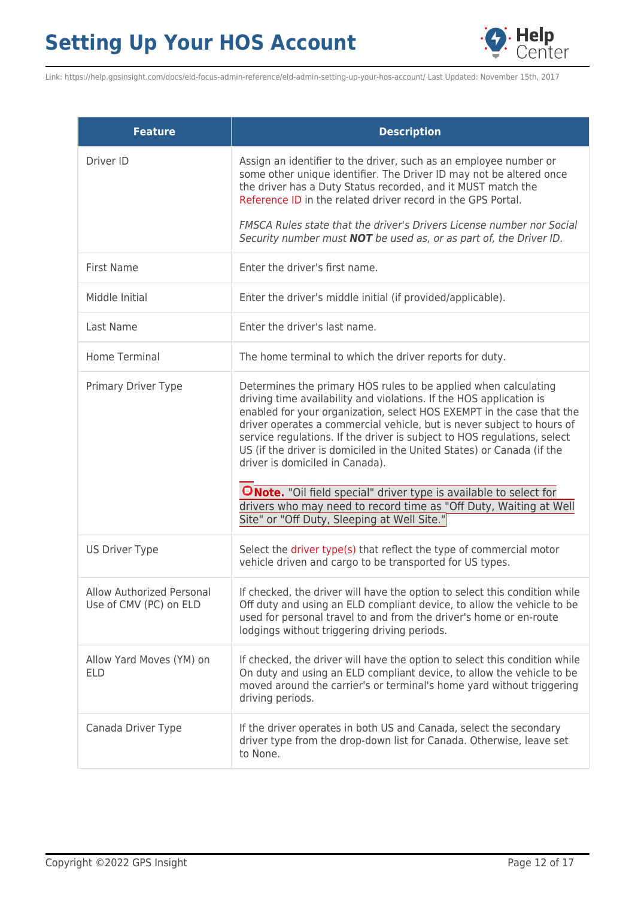| Feature | Description |
| --- | --- |
| Driver ID | Assign an identifier to the driver, such as an employee number or some other unique identifier. The Driver ID may not be altered once the driver has a Duty Status recorded, and it MUST match the Reference ID in the related driver record in the GPS Portal. *FMSCA Rules state that the driver's Drivers License number nor Social Security number must* ***NOT*** *be used as, or as part of, the Driver ID.* |
| First Name | Enter the driver's first name. |
| Middle Initial | Enter the driver's middle initial (if provided/applicable). |
| Last Name | Enter the driver's last name. |
| Home Terminal | The home terminal to which the driver reports for duty. |
| Primary Driver Type | Determines the primary HOS rules to be applied when calculating driving time availability and violations. If the HOS application is enabled for your organization, select HOS EXEMPT in the case that the driver operates a commercial vehicle, but is never subject to hours of service regulations. If the driver is subject to HOS regulations, select US (if the driver is domiciled in the United States) or Canada (if the driver is domiciled in Canada). **Note.** "Oil field special" driver type is available to select for drivers who may need to record time as "Off Duty, Waiting at Well Site" or "Off Duty, Sleeping at Well Site." |
| US Driver Type | Select the driver type(s) that reflect the type of commercial motor vehicle driven and cargo to be transported for US types. |
| Allow Authorized Personal Use of CMV (PC) on ELD | If checked, the driver will have the option to select this condition while Off duty and using an ELD compliant device, to allow the vehicle to be used for personal travel to and from the driver's home or en-route lodgings without triggering driving periods. |
| Allow Yard Moves (YM) on ELD | If checked, the driver will have the option to select this condition while On duty and using an ELD compliant device, to allow the vehicle to be moved around the carrier's or terminal's home yard without triggering driving periods. |
| Canada Driver Type | If the driver operates in both US and Canada, select the secondary driver type from the drop-down list for Canada. Otherwise, leave set to None. |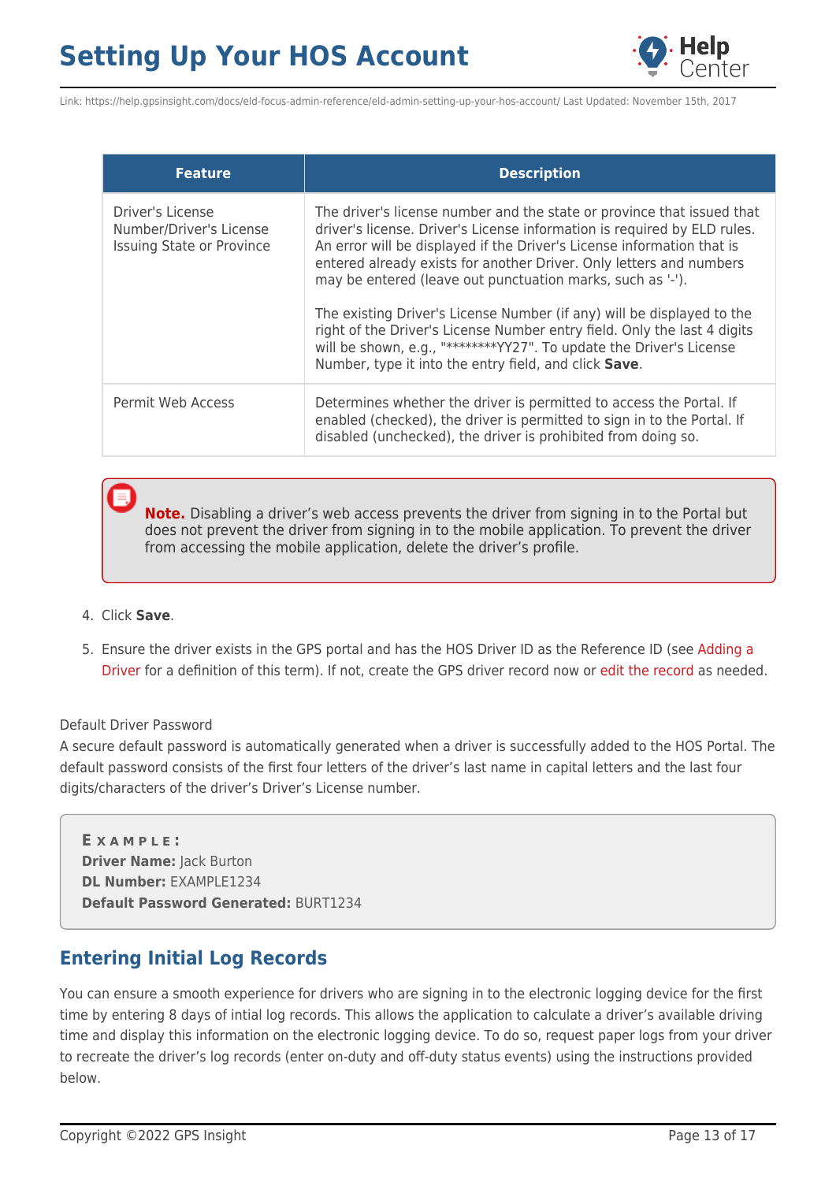| Feature | Description |
|---|---|
| Driver's License Number/Driver's License Issuing State or Province | The driver's license number and the state or province that issued that driver's license. Driver's License information is required by ELD rules. An error will be displayed if the Driver's License information that is entered already exists for another Driver. Only letters and numbers may be entered (leave out punctuation marks, such as '-').<br><br>The existing Driver's License Number (if any) will be displayed to the right of the Driver's License Number entry field. Only the last 4 digits will be shown, e.g., "********YY27". To update the Driver's License Number, type it into the entry field, and click **Save**. |
| Permit Web Access | Determines whether the driver is permitted to access the Portal. If enabled (checked), the driver is permitted to sign in to the Portal. If disabled (unchecked), the driver is prohibited from doing so. |

> **Note.** Disabling a driver's web access prevents the driver from signing in to the Portal but does not prevent the driver from signing in to the mobile application. To prevent the driver from accessing the mobile application, delete the driver's profile.

4. Click **Save**.
5. Ensure the driver exists in the GPS portal and has the HOS Driver ID as the Reference ID (see Adding a Driver for a definition of this term). If not, create the GPS driver record now or edit the record as needed.

Default Driver Password
A secure default password is automatically generated when a driver is successfully added to the HOS Portal. The default password consists of the first four letters of the driver's last name in capital letters and the last four digits/characters of the driver's Driver's License number.

> **EXAMPLE:**
> **Driver Name:** Jack Burton
> **DL Number:** EXAMPLE1234
> **Default Password Generated:** BURT1234

## Entering Initial Log Records

You can ensure a smooth experience for drivers who are signing in to the electronic logging device for the first time by entering 8 days of intial log records. This allows the application to calculate a driver's available driving time and display this information on the electronic logging device. To do so, request paper logs from your driver to recreate the driver's log records (enter on-duty and off-duty status events) using the instructions provided below.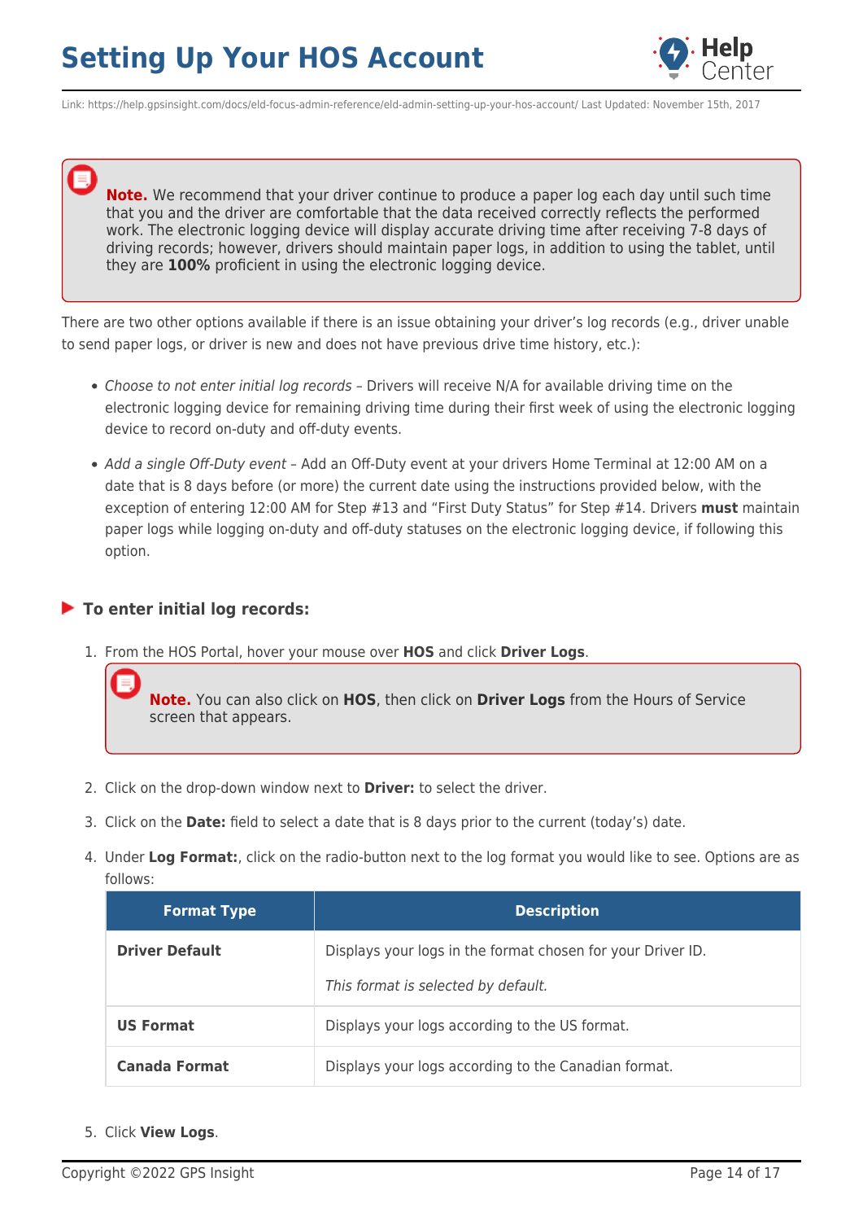> **Note.** We recommend that your driver continue to produce a paper log each day until such time that you and the driver are comfortable that the data received correctly reflects the performed work. The electronic logging device will display accurate driving time after receiving 7-8 days of driving records; however, drivers should maintain paper logs, in addition to using the tablet, until they are **100%** proficient in using the electronic logging device.

There are two other options available if there is an issue obtaining your driver's log records (e.g., driver unable to send paper logs, or driver is new and does not have previous drive time history, etc.):

- *Choose to not enter initial log records* – Drivers will receive N/A for available driving time on the electronic logging device for remaining driving time during their first week of using the electronic logging device to record on-duty and off-duty events.
- *Add a single Off-Duty event* – Add an Off-Duty event at your drivers Home Terminal at 12:00 AM on a date that is 8 days before (or more) the current date using the instructions provided below, with the exception of entering 12:00 AM for Step #13 and "First Duty Status" for Step #14. Drivers **must** maintain paper logs while logging on-duty and off-duty statuses on the electronic logging device, if following this option.

### To enter initial log records:

1. From the HOS Portal, hover your mouse over **HOS** and click **Driver Logs**.

   > **Note.** You can also click on **HOS**, then click on **Driver Logs** from the Hours of Service screen that appears.

2. Click on the drop-down window next to **Driver:** to select the driver.
3. Click on the **Date:** field to select a date that is 8 days prior to the current (today's) date.
4. Under **Log Format:**, click on the radio-button next to the log format you would like to see. Options are as follows:

| Format Type | Description |
|---|---|
| **Driver Default** | Displays your logs in the format chosen for your Driver ID.<br><br>*This format is selected by default.* |
| **US Format** | Displays your logs according to the US format. |
| **Canada Format** | Displays your logs according to the Canadian format. |

5. Click **View Logs**.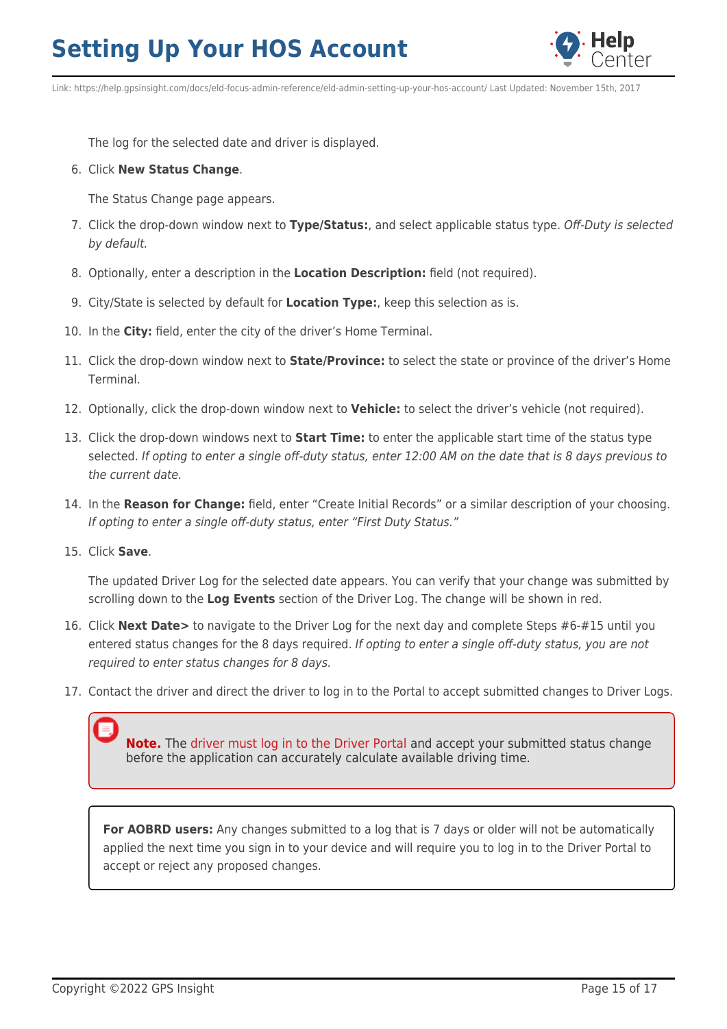The log for the selected date and driver is displayed.

6. Click **New Status Change**.

   The Status Change page appears.

7. Click the drop-down window next to **Type/Status:**, and select applicable status type. *Off-Duty is selected by default.*
8. Optionally, enter a description in the **Location Description:** field (not required).
9. City/State is selected by default for **Location Type:**, keep this selection as is.
10. In the **City:** field, enter the city of the driver's Home Terminal.
11. Click the drop-down window next to **State/Province:** to select the state or province of the driver's Home Terminal.
12. Optionally, click the drop-down window next to **Vehicle:** to select the driver's vehicle (not required).
13. Click the drop-down windows next to **Start Time:** to enter the applicable start time of the status type selected. *If opting to enter a single off-duty status, enter 12:00 AM on the date that is 8 days previous to the current date.*
14. In the **Reason for Change:** field, enter "Create Initial Records" or a similar description of your choosing. *If opting to enter a single off-duty status, enter "First Duty Status."*
15. Click **Save**.

    The updated Driver Log for the selected date appears. You can verify that your change was submitted by scrolling down to the **Log Events** section of the Driver Log. The change will be shown in red.

16. Click **Next Date>** to navigate to the Driver Log for the next day and complete Steps #6-#15 until you entered status changes for the 8 days required. *If opting to enter a single off-duty status, you are not required to enter status changes for 8 days.*
17. Contact the driver and direct the driver to log in to the Portal to accept submitted changes to Driver Logs.

> **Note.** The driver must log in to the Driver Portal and accept your submitted status change before the application can accurately calculate available driving time.

> **For AOBRD users:** Any changes submitted to a log that is 7 days or older will not be automatically applied the next time you sign in to your device and will require you to log in to the Driver Portal to accept or reject any proposed changes.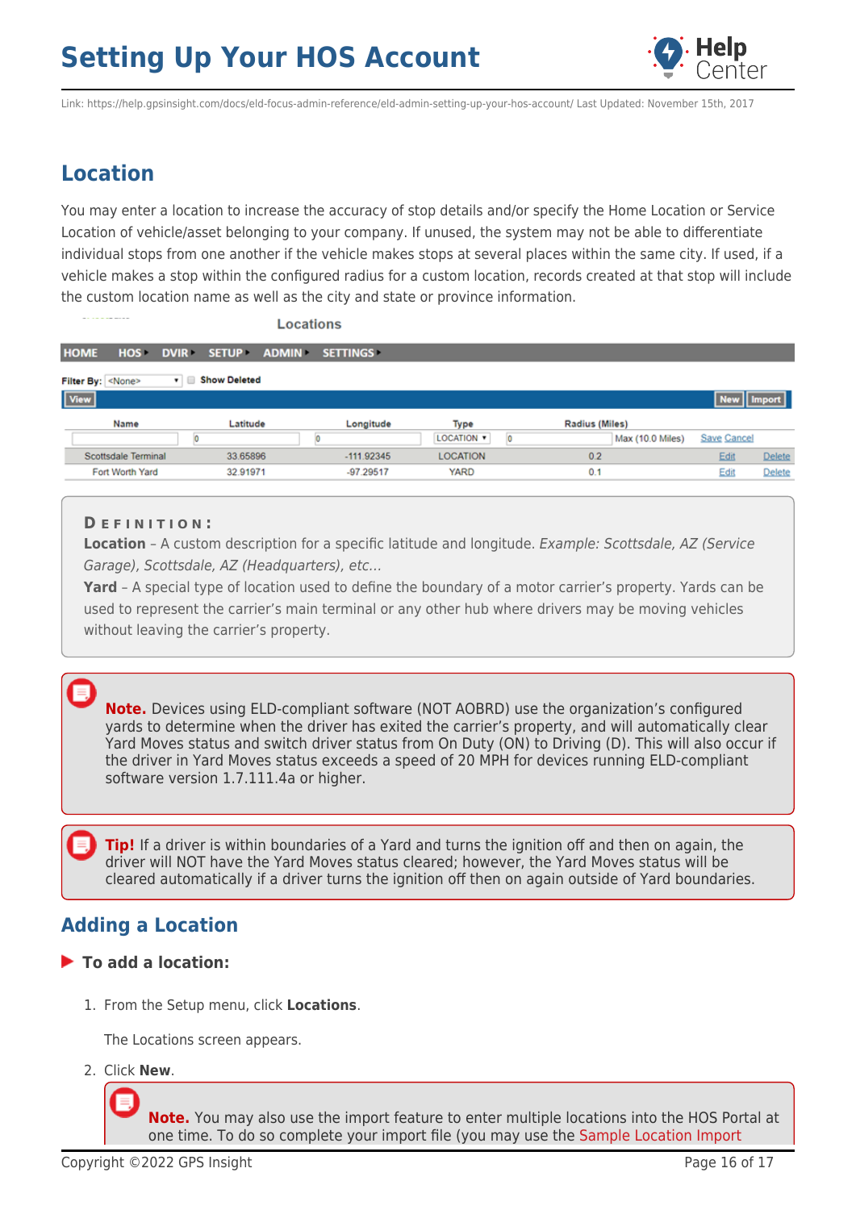## Location

You may enter a location to increase the accuracy of stop details and/or specify the Home Location or Service Location of vehicle/asset belonging to your company. If unused, the system may not be able to differentiate individual stops from one another if the vehicle makes stops at several places within the same city. If used, if a vehicle makes a stop within the configured radius for a custom location, records created at that stop will include the custom location name as well as the city and state or province information.

Locations

HOME HOS DVIR SETUP ADMIN SETTINGS

Filter By: <None> Show Deleted

View | New | Import

| Name | Latitude | Longitude | Type | Radius (Miles) | | |
|---|---|---|---|---|---|---|
| | 0 | 0 | LOCATION | 0 Max (10.0 Miles) | Save Cancel | |
| Scottsdale Terminal | 33.65896 | -111.92345 | LOCATION | 0.2 | Edit | Delete |
| Fort Worth Yard | 32.91971 | -97.29517 | YARD | 0.1 | Edit | Delete |

**DEFINITION:**
**Location** – A custom description for a specific latitude and longitude. *Example: Scottsdale, AZ (Service Garage), Scottsdale, AZ (Headquarters), etc...*
**Yard** – A special type of location used to define the boundary of a motor carrier's property. Yards can be used to represent the carrier's main terminal or any other hub where drivers may be moving vehicles without leaving the carrier's property.

**Note.** Devices using ELD-compliant software (NOT AOBRD) use the organization's configured yards to determine when the driver has exited the carrier's property, and will automatically clear Yard Moves status and switch driver status from On Duty (ON) to Driving (D). This will also occur if the driver in Yard Moves status exceeds a speed of 20 MPH for devices running ELD-compliant software version 1.7.111.4a or higher.

**Tip!** If a driver is within boundaries of a Yard and turns the ignition off and then on again, the driver will NOT have the Yard Moves status cleared; however, the Yard Moves status will be cleared automatically if a driver turns the ignition off then on again outside of Yard boundaries.

## Adding a Location

**To add a location:**

1. From the Setup menu, click **Locations**.

   The Locations screen appears.

2. Click **New**.

   **Note.** You may also use the import feature to enter multiple locations into the HOS Portal at one time. To do so complete your import file (you may use the Sample Location Import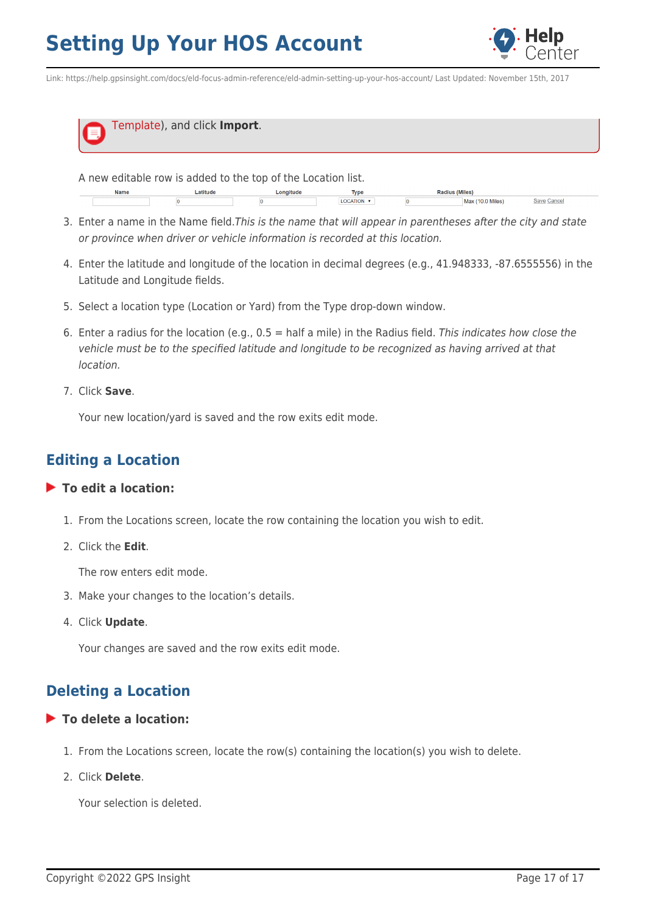Template), and click **Import**.

A new editable row is added to the top of the Location list.

| Name | Latitude | Longitude | Type | Radius (Miles) | |
|---|---|---|---|---|---|
| | 0 | 0 | LOCATION ▾ | 0 Max (10.0 Miles) | Save Cancel |

3. Enter a name in the Name field.*This is the name that will appear in parentheses after the city and state or province when driver or vehicle information is recorded at this location.*
4. Enter the latitude and longitude of the location in decimal degrees (e.g., 41.948333, -87.6555556) in the Latitude and Longitude fields.
5. Select a location type (Location or Yard) from the Type drop-down window.
6. Enter a radius for the location (e.g., 0.5 = half a mile) in the Radius field. *This indicates how close the vehicle must be to the specified latitude and longitude to be recognized as having arrived at that location.*
7. Click **Save**.

   Your new location/yard is saved and the row exits edit mode.

## Editing a Location

**To edit a location:**

1. From the Locations screen, locate the row containing the location you wish to edit.
2. Click the **Edit**.

   The row enters edit mode.
3. Make your changes to the location's details.
4. Click **Update**.

   Your changes are saved and the row exits edit mode.

## Deleting a Location

**To delete a location:**

1. From the Locations screen, locate the row(s) containing the location(s) you wish to delete.
2. Click **Delete**.

   Your selection is deleted.